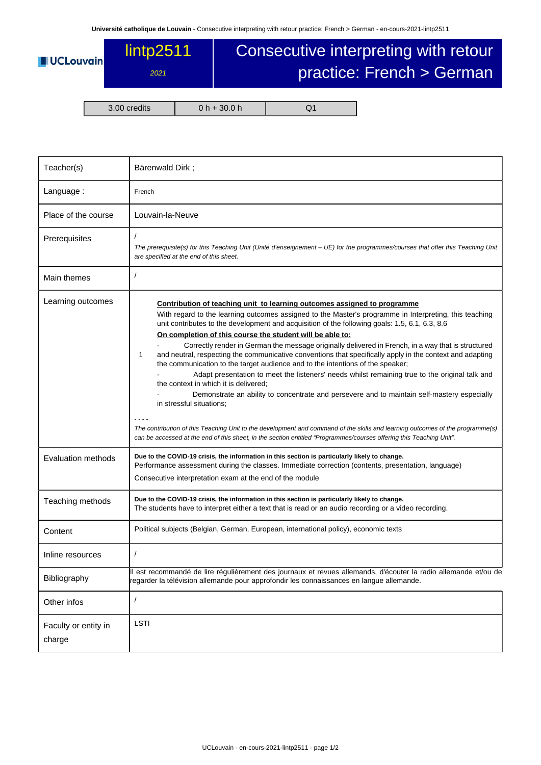# lintp2511 — Consecutive interpreting with retour practice: French > German

*2021*

| 3.00 credits | 0 h + 30.0 h | Q1 |
|---|---|---|

| | |
|---|---|
| Teacher(s) | Bärenwald Dirk ; |
| Language : | French |
| Place of the course | Louvain-la-Neuve |
| Prerequisites | / <br> *The prerequisite(s) for this Teaching Unit (Unité d'enseignement – UE) for the programmes/courses that offer this Teaching Unit are specified at the end of this sheet.* |
| Main themes | / |
| Learning outcomes | **Contribution of teaching unit to learning outcomes assigned to programme** <br> With regard to the learning outcomes assigned to the Master's programme in Interpreting, this teaching unit contributes to the development and acquisition of the following goals: 1.5, 6.1, 6.3, 8.6 <br> **On completion of this course the student will be able to:** <br> 1 - Correctly render in German the message originally delivered in French, in a way that is structured and neutral, respecting the communicative conventions that specifically apply in the context and adapting the communication to the target audience and to the intentions of the speaker; <br> - Adapt presentation to meet the listeners' needs whilst remaining true to the original talk and the context in which it is delivered; <br> - Demonstrate an ability to concentrate and persevere and to maintain self-mastery especially in stressful situations; <br> - - - - <br> *The contribution of this Teaching Unit to the development and command of the skills and learning outcomes of the programme(s) can be accessed at the end of this sheet, in the section entitled "Programmes/courses offering this Teaching Unit".* |
| Evaluation methods | **Due to the COVID-19 crisis, the information in this section is particularly likely to change.** <br> Performance assessment during the classes. Immediate correction (contents, presentation, language) <br> Consecutive interpretation exam at the end of the module |
| Teaching methods | **Due to the COVID-19 crisis, the information in this section is particularly likely to change.** <br> The students have to interpret either a text that is read or an audio recording or a video recording. |
| Content | Political subjects (Belgian, German, European, international policy), economic texts |
| Inline resources | / |
| Bibliography | Il est recommandé de lire régulièrement des journaux et revues allemands, d'écouter la radio allemande et/ou de regarder la télévision allemande pour approfondir les connaissances en langue allemande. |
| Other infos | / |
| Faculty or entity in charge | LSTI |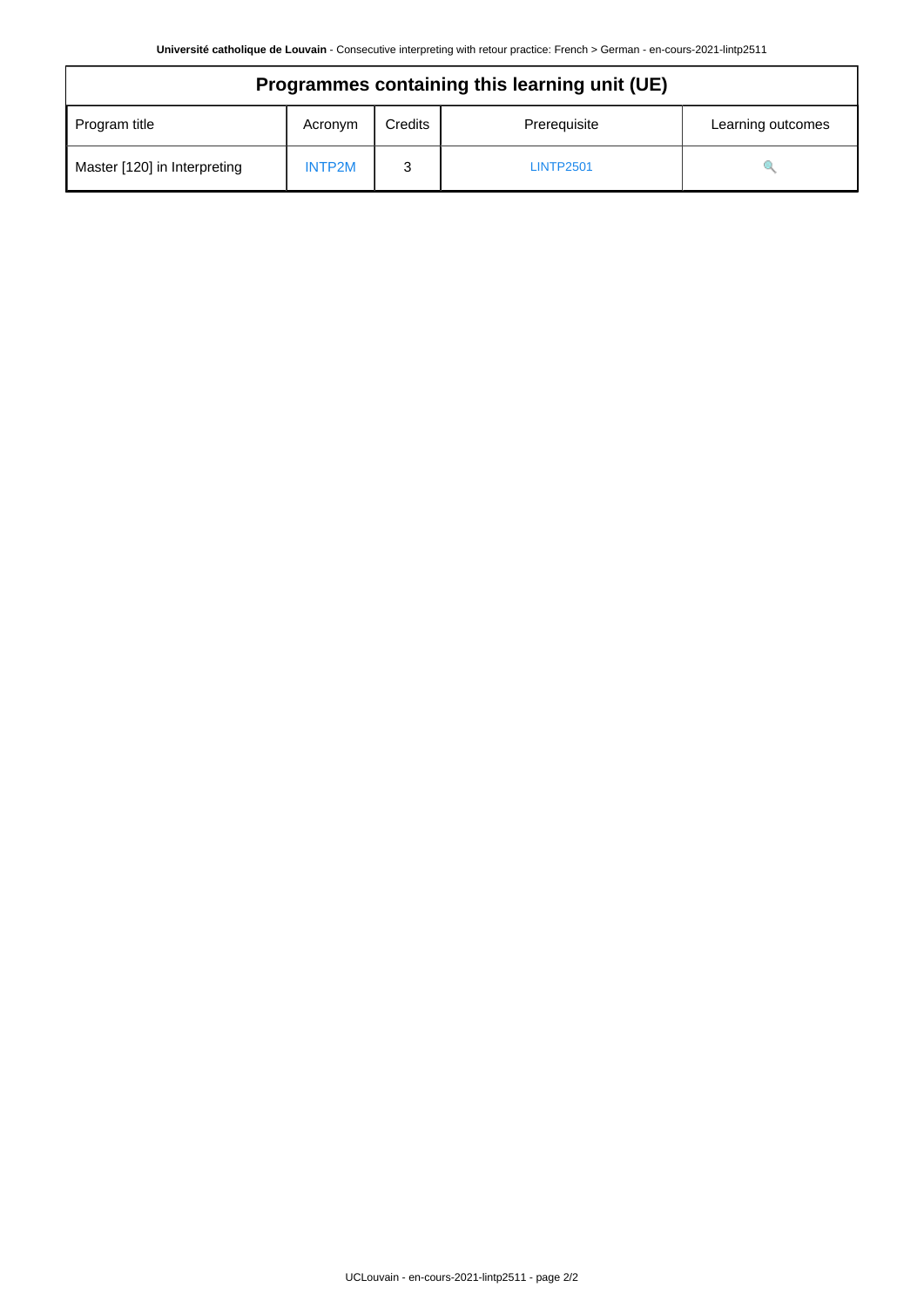## Programmes containing this learning unit (UE)

| Program title | Acronym | Credits | Prerequisite | Learning outcomes |
|---|---|---|---|---|
| Master [120] in Interpreting | INTP2M | 3 | LINTP2501 | 🔍 |